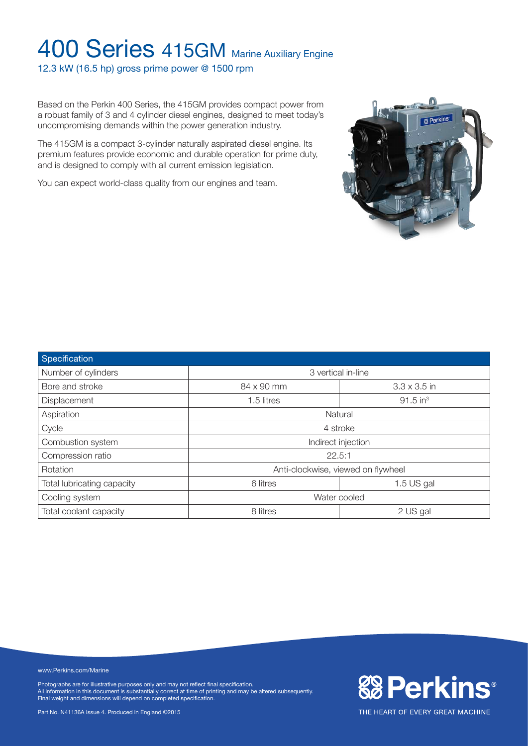# 400 Series 415GM Marine Auxiliary Engine

12.3 kW (16.5 hp) gross prime power @ 1500 rpm

Based on the Perkin 400 Series, the 415GM provides compact power from a robust family of 3 and 4 cylinder diesel engines, designed to meet today's uncompromising demands within the power generation industry.

The 415GM is a compact 3-cylinder naturally aspirated diesel engine. Its premium features provide economic and durable operation for prime duty, and is designed to comply with all current emission legislation.

You can expect world-class quality from our engines and team.

| Specification | | |
|---|---|---|
| Number of cylinders | 3 vertical in-line | |
| Bore and stroke | 84 x 90 mm | 3.3 x 3.5 in |
| Displacement | 1.5 litres | 91.5 in$^3$ |
| Aspiration | Natural | |
| Cycle | 4 stroke | |
| Combustion system | Indirect injection | |
| Compression ratio | 22.5:1 | |
| Rotation | Anti-clockwise, viewed on flywheel | |
| Total lubricating capacity | 6 litres | 1.5 US gal |
| Cooling system | Water cooled | |
| Total coolant capacity | 8 litres | 2 US gal |

www.Perkins.com/Marine

Photographs are for illustrative purposes only and may not reflect final specification.
All information in this document is substantially correct at time of printing and may be altered subsequently.
Final weight and dimensions will depend on completed specification.

Part No. N41136A Issue 4. Produced in England ©2015

Perkins®

THE HEART OF EVERY GREAT MACHINE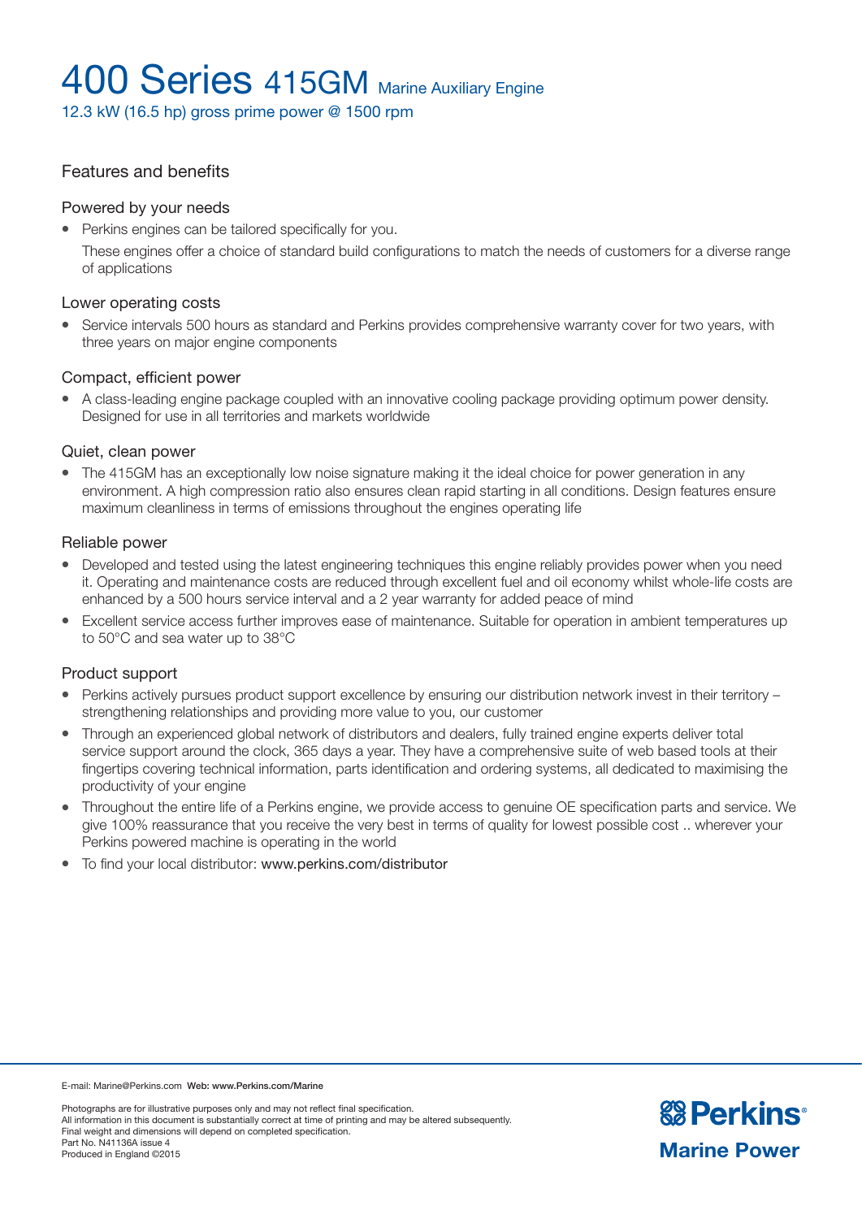# 400 Series 415GM Marine Auxiliary Engine

12.3 kW (16.5 hp) gross prime power @ 1500 rpm

## Features and benefits

### Powered by your needs

- Perkins engines can be tailored specifically for you.

  These engines offer a choice of standard build configurations to match the needs of customers for a diverse range of applications

### Lower operating costs

- Service intervals 500 hours as standard and Perkins provides comprehensive warranty cover for two years, with three years on major engine components

### Compact, efficient power

- A class-leading engine package coupled with an innovative cooling package providing optimum power density. Designed for use in all territories and markets worldwide

### Quiet, clean power

- The 415GM has an exceptionally low noise signature making it the ideal choice for power generation in any environment. A high compression ratio also ensures clean rapid starting in all conditions. Design features ensure maximum cleanliness in terms of emissions throughout the engines operating life

### Reliable power

- Developed and tested using the latest engineering techniques this engine reliably provides power when you need it. Operating and maintenance costs are reduced through excellent fuel and oil economy whilst whole-life costs are enhanced by a 500 hours service interval and a 2 year warranty for added peace of mind
- Excellent service access further improves ease of maintenance. Suitable for operation in ambient temperatures up to 50°C and sea water up to 38°C

### Product support

- Perkins actively pursues product support excellence by ensuring our distribution network invest in their territory – strengthening relationships and providing more value to you, our customer
- Through an experienced global network of distributors and dealers, fully trained engine experts deliver total service support around the clock, 365 days a year. They have a comprehensive suite of web based tools at their fingertips covering technical information, parts identification and ordering systems, all dedicated to maximising the productivity of your engine
- Throughout the entire life of a Perkins engine, we provide access to genuine OE specification parts and service. We give 100% reassurance that you receive the very best in terms of quality for lowest possible cost .. wherever your Perkins powered machine is operating in the world
- To find your local distributor: www.perkins.com/distributor

E-mail: Marine@Perkins.com **Web: www.Perkins.com/Marine**

Photographs are for illustrative purposes only and may not reflect final specification.
All information in this document is substantially correct at time of printing and may be altered subsequently.
Final weight and dimensions will depend on completed specification.
Part No. N41136A issue 4
Produced in England ©2015

**Perkins® Marine Power**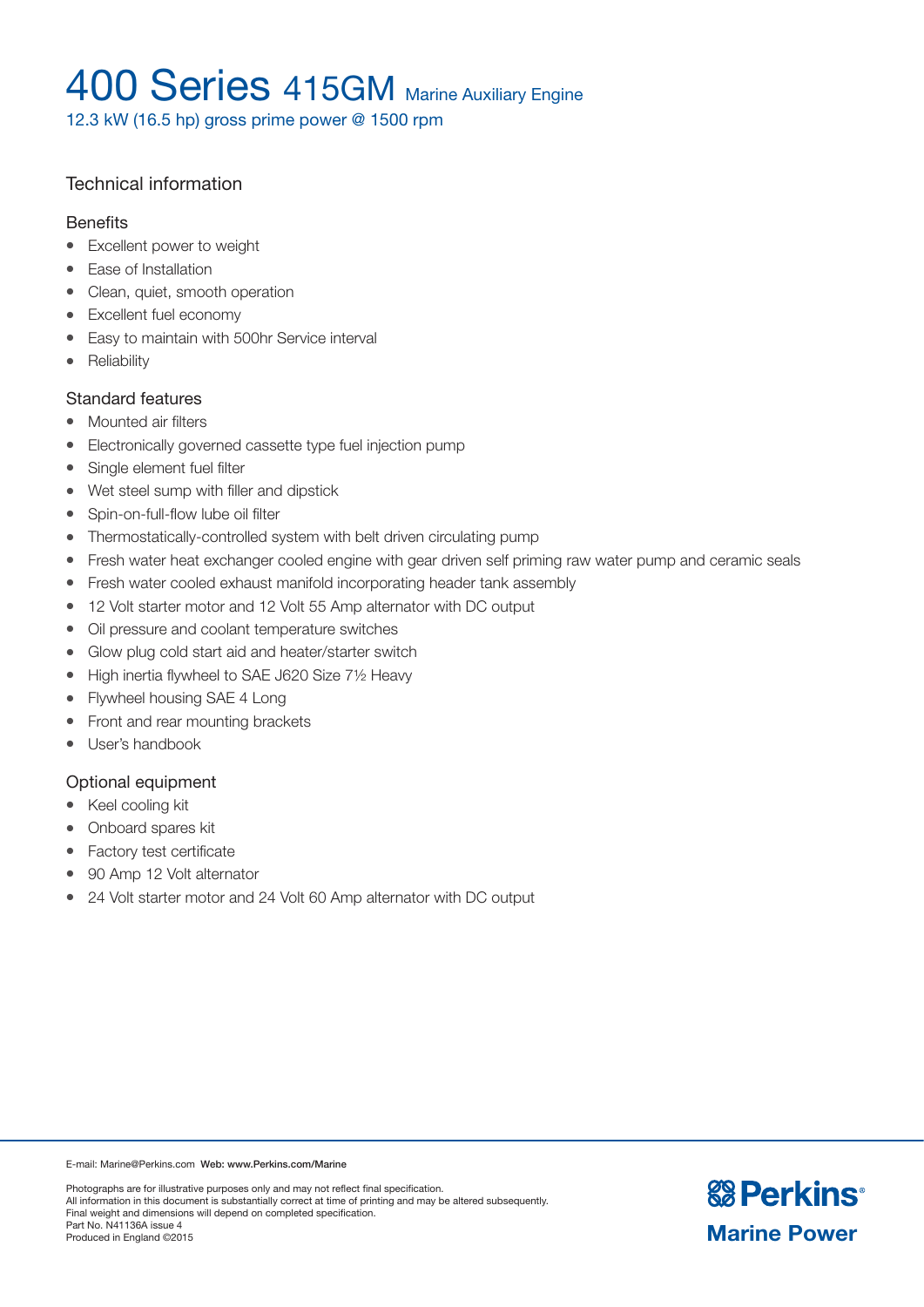# 400 Series 415GM Marine Auxiliary Engine

12.3 kW (16.5 hp) gross prime power @ 1500 rpm

## Technical information

### Benefits

- Excellent power to weight
- Ease of Installation
- Clean, quiet, smooth operation
- Excellent fuel economy
- Easy to maintain with 500hr Service interval
- Reliability

### Standard features

- Mounted air filters
- Electronically governed cassette type fuel injection pump
- Single element fuel filter
- Wet steel sump with filler and dipstick
- Spin-on-full-flow lube oil filter
- Thermostatically-controlled system with belt driven circulating pump
- Fresh water heat exchanger cooled engine with gear driven self priming raw water pump and ceramic seals
- Fresh water cooled exhaust manifold incorporating header tank assembly
- 12 Volt starter motor and 12 Volt 55 Amp alternator with DC output
- Oil pressure and coolant temperature switches
- Glow plug cold start aid and heater/starter switch
- High inertia flywheel to SAE J620 Size 7½ Heavy
- Flywheel housing SAE 4 Long
- Front and rear mounting brackets
- User's handbook

### Optional equipment

- Keel cooling kit
- Onboard spares kit
- Factory test certificate
- 90 Amp 12 Volt alternator
- 24 Volt starter motor and 24 Volt 60 Amp alternator with DC output

E-mail: Marine@Perkins.com **Web: www.Perkins.com/Marine**

Photographs are for illustrative purposes only and may not reflect final specification.
All information in this document is substantially correct at time of printing and may be altered subsequently.
Final weight and dimensions will depend on completed specification.
Part No. N41136A issue 4
Produced in England ©2015

**Perkins® Marine Power**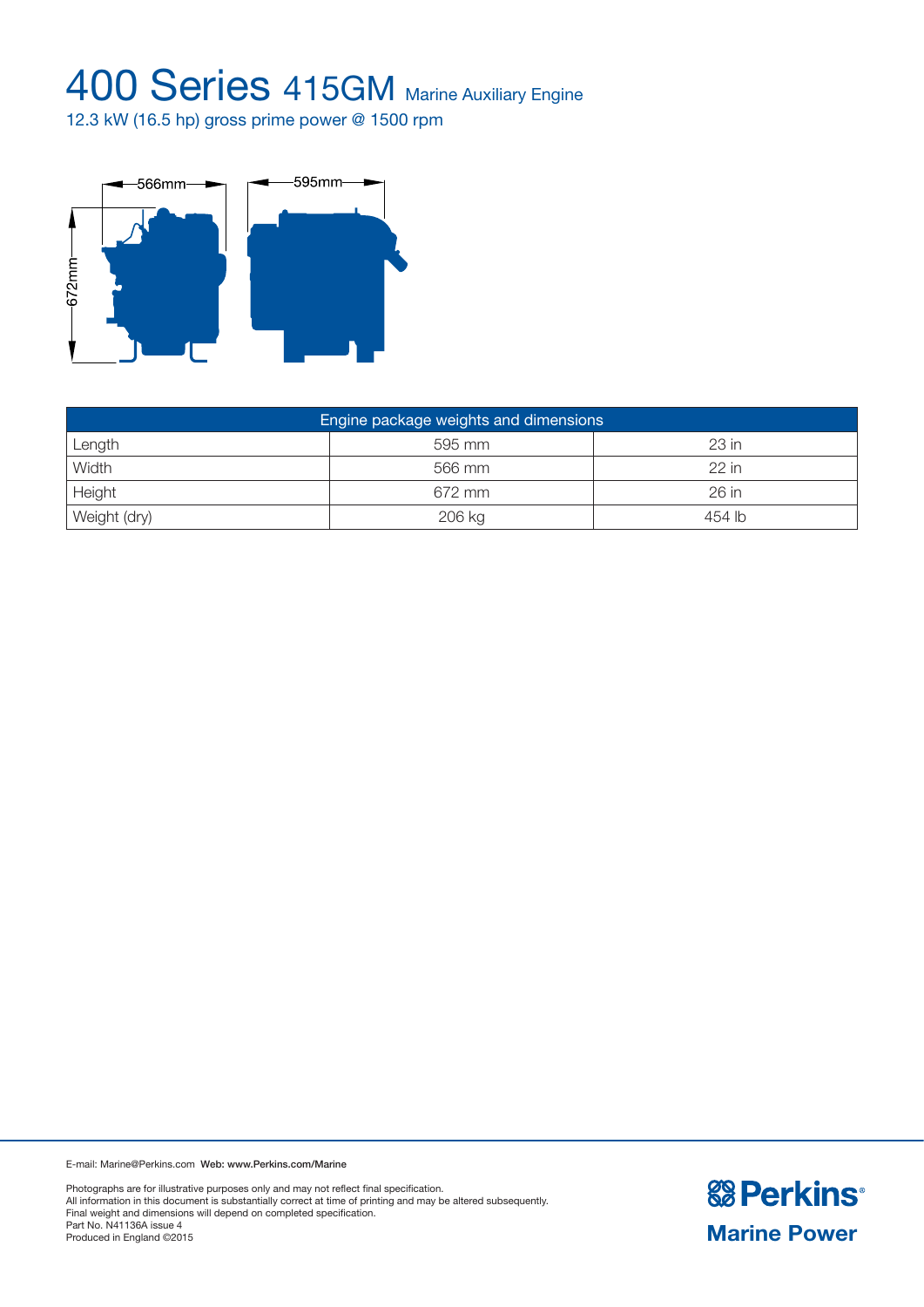# 400 Series 415GM Marine Auxiliary Engine

12.3 kW (16.5 hp) gross prime power @ 1500 rpm

566mm

595mm

672mm

| Engine package weights and dimensions | | |
|---|---|---|
| Length | 595 mm | 23 in |
| Width | 566 mm | 22 in |
| Height | 672 mm | 26 in |
| Weight (dry) | 206 kg | 454 lb |

E-mail: Marine@Perkins.com **Web: www.Perkins.com/Marine**

Photographs are for illustrative purposes only and may not reflect final specification.
All information in this document is substantially correct at time of printing and may be altered subsequently.
Final weight and dimensions will depend on completed specification.
Part No. N41136A issue 4
Produced in England ©2015

**Perkins®**
**Marine Power**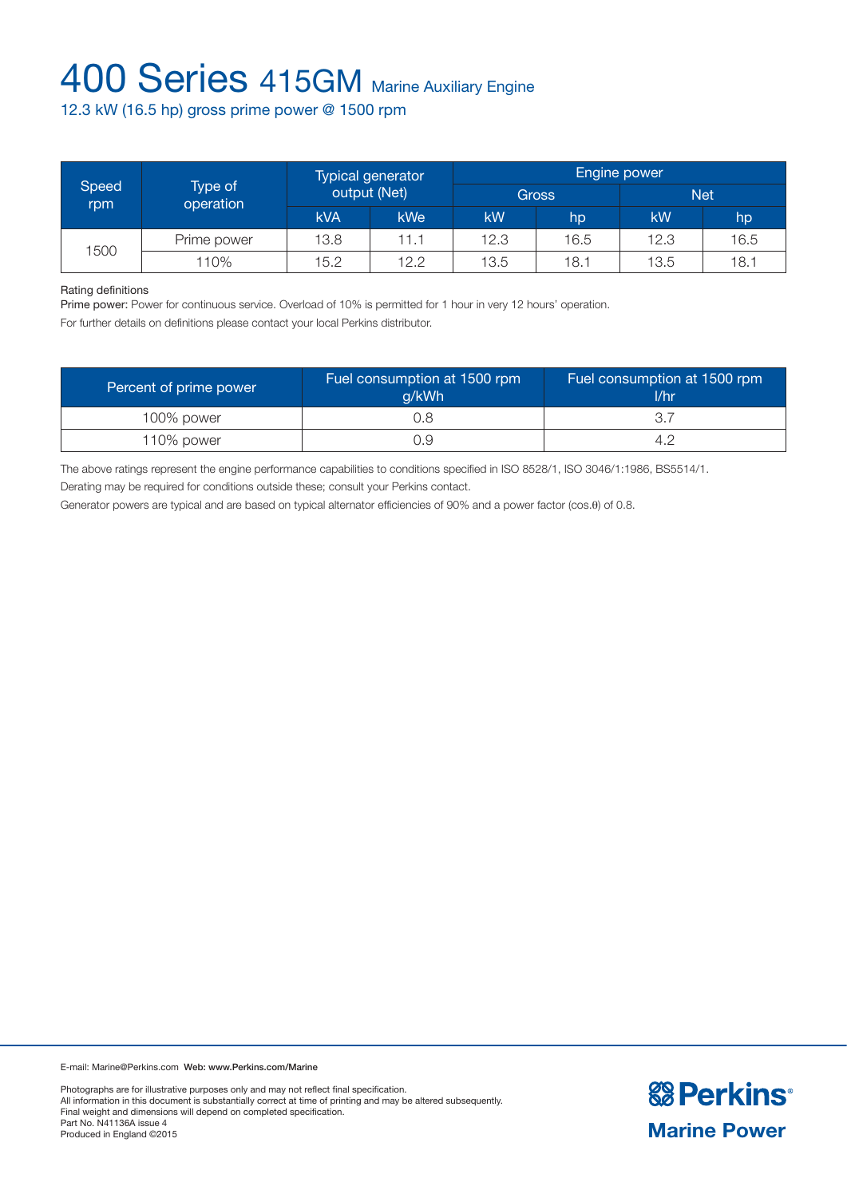# 400 Series 415GM Marine Auxiliary Engine

12.3 kW (16.5 hp) gross prime power @ 1500 rpm

| Speed rpm | Type of operation | Typical generator output (Net) | | Engine power | | | |
|---|---|---|---|---|---|---|---|
| | | | | Gross | | Net | |
| | | kVA | kWe | kW | hp | kW | hp |
| 1500 | Prime power | 13.8 | 11.1 | 12.3 | 16.5 | 12.3 | 16.5 |
| | 110% | 15.2 | 12.2 | 13.5 | 18.1 | 13.5 | 18.1 |

Rating definitions

**Prime power:** Power for continuous service. Overload of 10% is permitted for 1 hour in very 12 hours' operation.

For further details on definitions please contact your local Perkins distributor.

| Percent of prime power | Fuel consumption at 1500 rpm g/kWh | Fuel consumption at 1500 rpm l/hr |
|---|---|---|
| 100% power | 0.8 | 3.7 |
| 110% power | 0.9 | 4.2 |

The above ratings represent the engine performance capabilities to conditions specified in ISO 8528/1, ISO 3046/1:1986, BS5514/1.

Derating may be required for conditions outside these; consult your Perkins contact.

Generator powers are typical and are based on typical alternator efficiencies of 90% and a power factor (cos.θ) of 0.8.

E-mail: Marine@Perkins.com **Web: www.Perkins.com/Marine**

Photographs are for illustrative purposes only and may not reflect final specification.
All information in this document is substantially correct at time of printing and may be altered subsequently.
Final weight and dimensions will depend on completed specification.
Part No. N41136A issue 4
Produced in England ©2015

**Perkins® Marine Power**